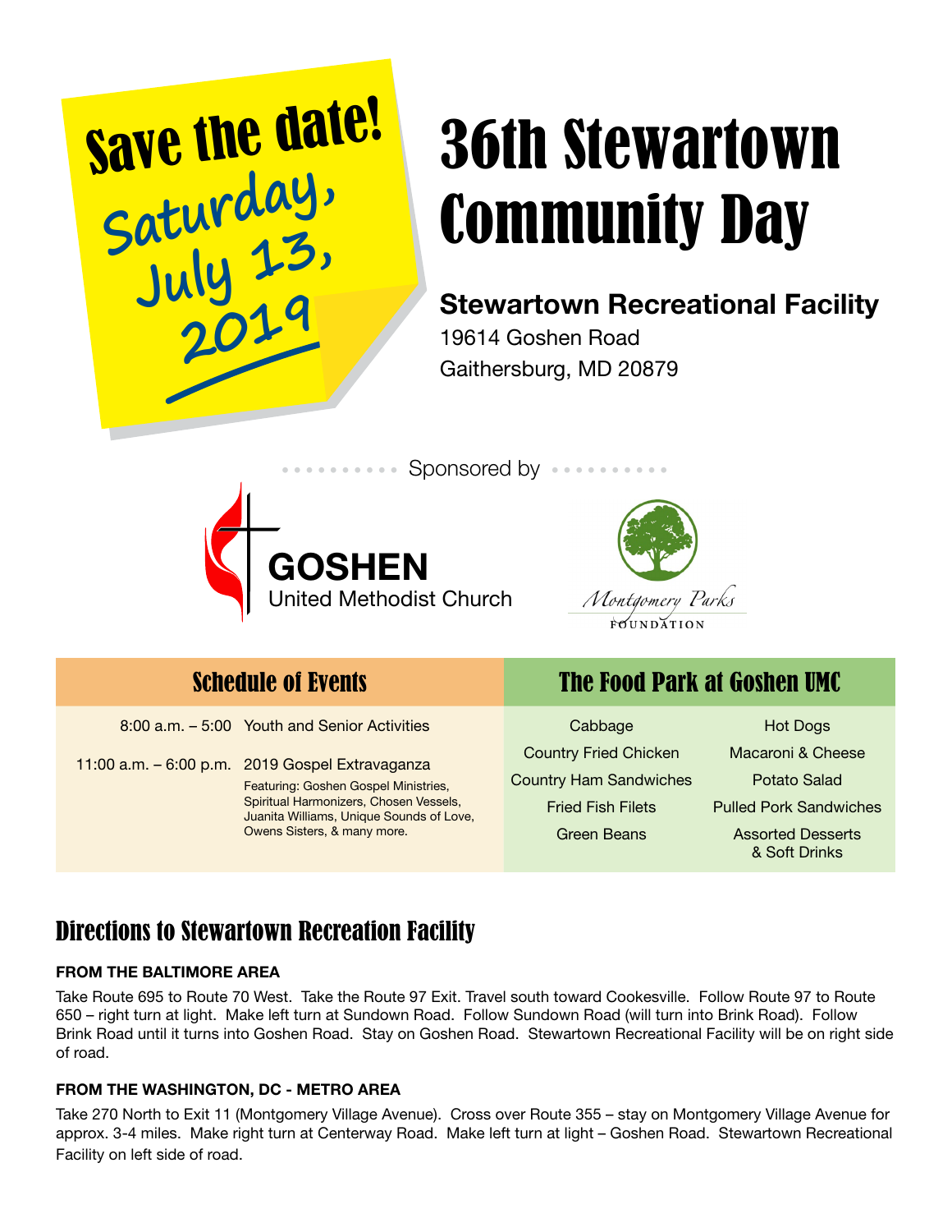**Save the date!**
**Saturday, July 13, 2019**

# 36th Stewartown Community Day

## Stewartown Recreational Facility

19614 Goshen Road
Gaithersburg, MD 20879

Sponsored by

GOSHEN United Methodist Church

Montgomery Parks FOUNDATION

## Schedule of Events

| Time | Event |
|---|---|
| 8:00 a.m. – 5:00 | Youth and Senior Activities |
| 11:00 a.m. – 6:00 p.m. | 2019 Gospel Extravaganza<br>Featuring: Goshen Gospel Ministries, Spiritual Harmonizers, Chosen Vessels, Juanita Williams, Unique Sounds of Love, Owens Sisters, & many more. |

## The Food Park at Goshen UMC

| | |
|---|---|
| Cabbage | Hot Dogs |
| Country Fried Chicken | Macaroni & Cheese |
| Country Ham Sandwiches | Potato Salad |
| Fried Fish Filets | Pulled Pork Sandwiches |
| Green Beans | Assorted Desserts & Soft Drinks |

## Directions to Stewartown Recreation Facility

**FROM THE BALTIMORE AREA**

Take Route 695 to Route 70 West. Take the Route 97 Exit. Travel south toward Cookesville. Follow Route 97 to Route 650 – right turn at light. Make left turn at Sundown Road. Follow Sundown Road (will turn into Brink Road). Follow Brink Road until it turns into Goshen Road. Stay on Goshen Road. Stewartown Recreational Facility will be on right side of road.

**FROM THE WASHINGTON, DC - METRO AREA**

Take 270 North to Exit 11 (Montgomery Village Avenue). Cross over Route 355 – stay on Montgomery Village Avenue for approx. 3-4 miles. Make right turn at Centerway Road. Make left turn at light – Goshen Road. Stewartown Recreational Facility on left side of road.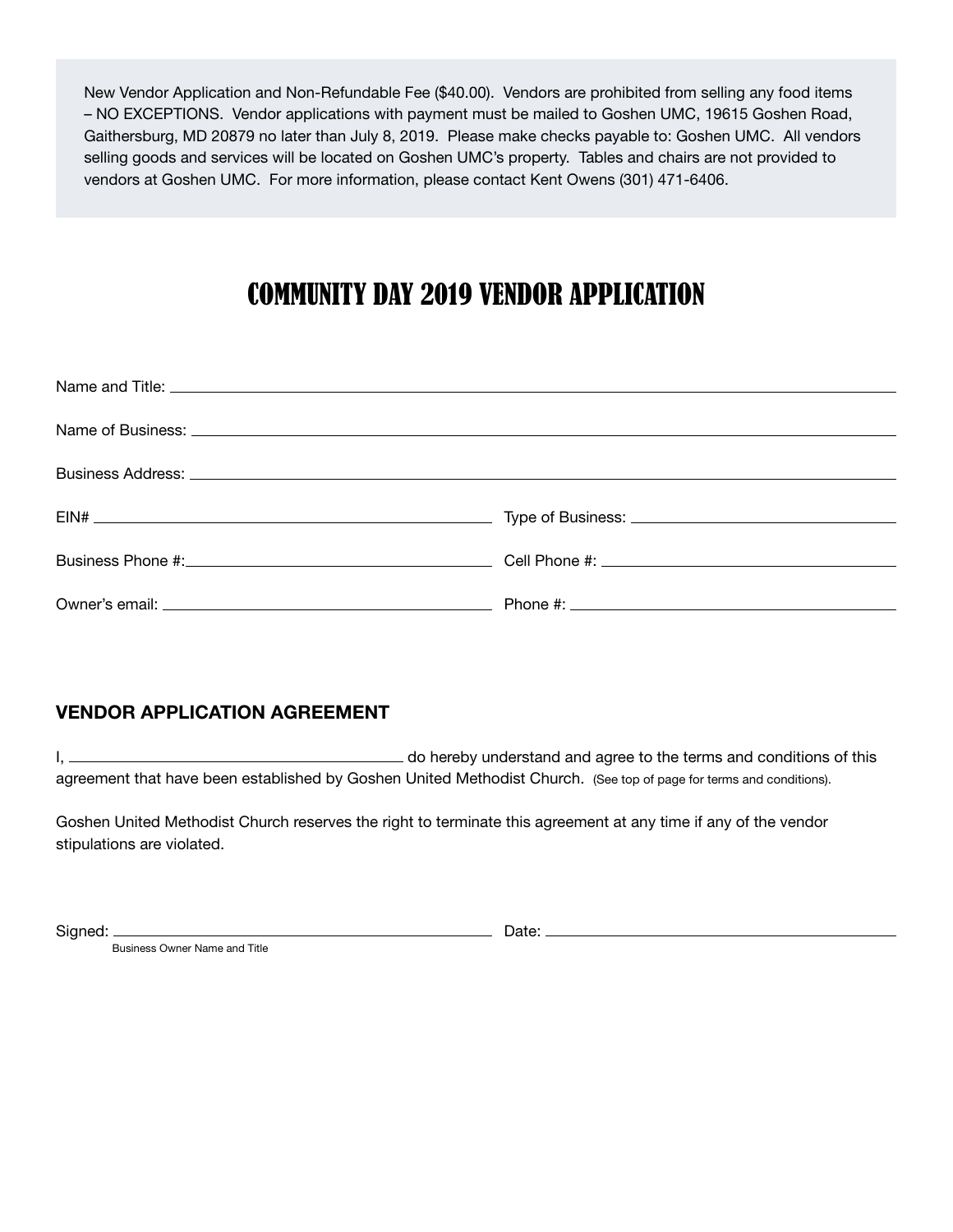New Vendor Application and Non-Refundable Fee ($40.00). Vendors are prohibited from selling any food items – NO EXCEPTIONS. Vendor applications with payment must be mailed to Goshen UMC, 19615 Goshen Road, Gaithersburg, MD 20879 no later than July 8, 2019. Please make checks payable to: Goshen UMC. All vendors selling goods and services will be located on Goshen UMC's property. Tables and chairs are not provided to vendors at Goshen UMC. For more information, please contact Kent Owens (301) 471-6406.

# COMMUNITY DAY 2019 VENDOR APPLICATION

Name and Title: ______________________________

Name of Business: ______________________________

Business Address: ______________________________

EIN# ______________________________ Type of Business: ______________________________

Business Phone #: ______________________________ Cell Phone #: ______________________________

Owner's email: ______________________________ Phone #: ______________________________

## VENDOR APPLICATION AGREEMENT

I, ______________________________ do hereby understand and agree to the terms and conditions of this agreement that have been established by Goshen United Methodist Church. (See top of page for terms and conditions).

Goshen United Methodist Church reserves the right to terminate this agreement at any time if any of the vendor stipulations are violated.

Signed: ______________________________ Date: ______________________________

Business Owner Name and Title